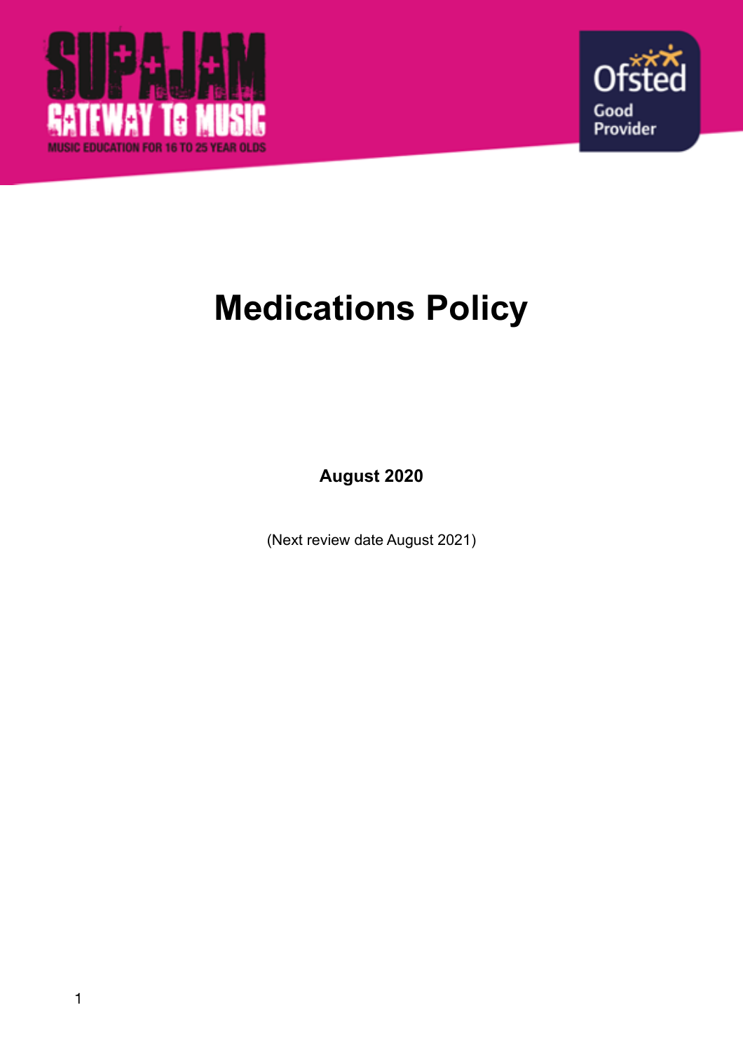# Medications Policy

**August 2020**

(Next review date August 2021)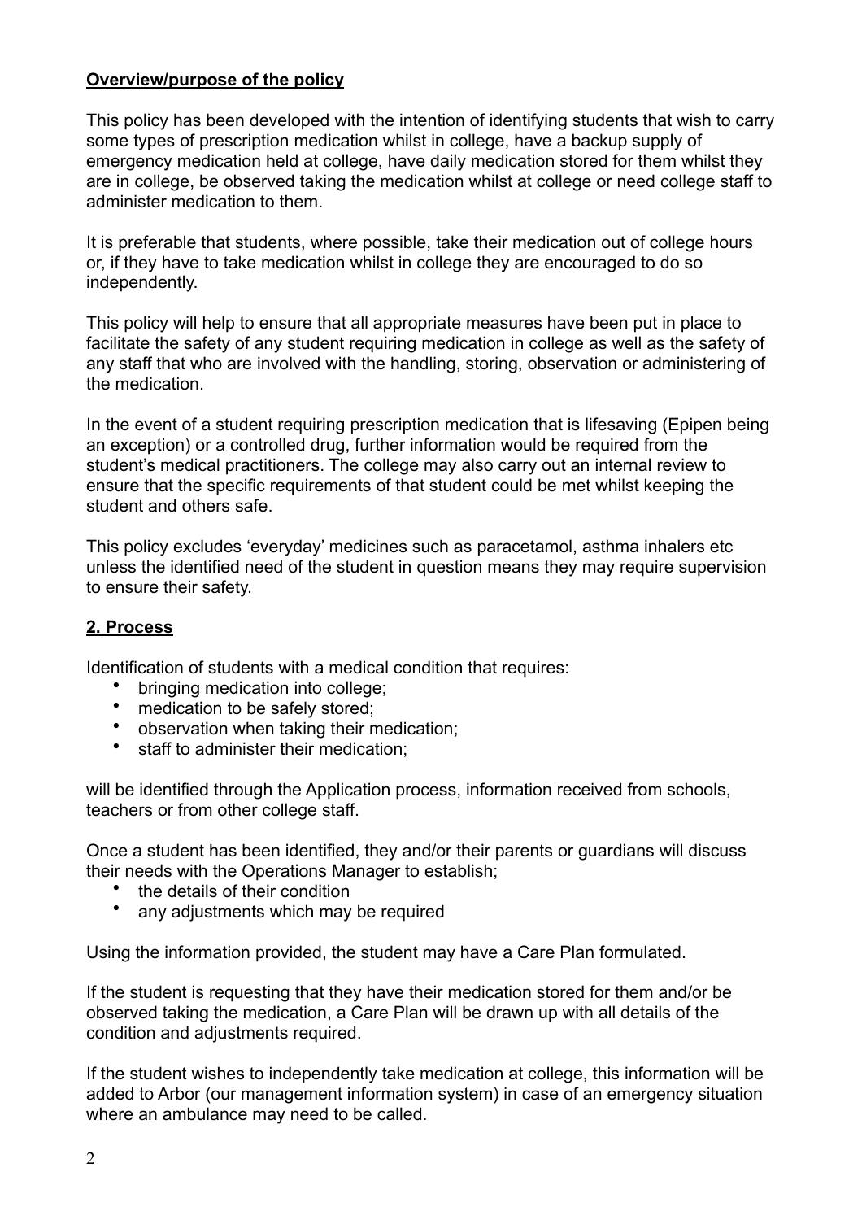**Overview/purpose of the policy**

This policy has been developed with the intention of identifying students that wish to carry some types of prescription medication whilst in college, have a backup supply of emergency medication held at college, have daily medication stored for them whilst they are in college, be observed taking the medication whilst at college or need college staff to administer medication to them.

It is preferable that students, where possible, take their medication out of college hours or, if they have to take medication whilst in college they are encouraged to do so independently.

This policy will help to ensure that all appropriate measures have been put in place to facilitate the safety of any student requiring medication in college as well as the safety of any staff that who are involved with the handling, storing, observation or administering of the medication.

In the event of a student requiring prescription medication that is lifesaving (Epipen being an exception) or a controlled drug, further information would be required from the student's medical practitioners. The college may also carry out an internal review to ensure that the specific requirements of that student could be met whilst keeping the student and others safe.

This policy excludes 'everyday' medicines such as paracetamol, asthma inhalers etc unless the identified need of the student in question means they may require supervision to ensure their safety.

**2. Process**

Identification of students with a medical condition that requires:

- bringing medication into college;
- medication to be safely stored;
- observation when taking their medication;
- staff to administer their medication;

will be identified through the Application process, information received from schools, teachers or from other college staff.

Once a student has been identified, they and/or their parents or guardians will discuss their needs with the Operations Manager to establish;

- the details of their condition
- any adjustments which may be required

Using the information provided, the student may have a Care Plan formulated.

If the student is requesting that they have their medication stored for them and/or be observed taking the medication, a Care Plan will be drawn up with all details of the condition and adjustments required.

If the student wishes to independently take medication at college, this information will be added to Arbor (our management information system) in case of an emergency situation where an ambulance may need to be called.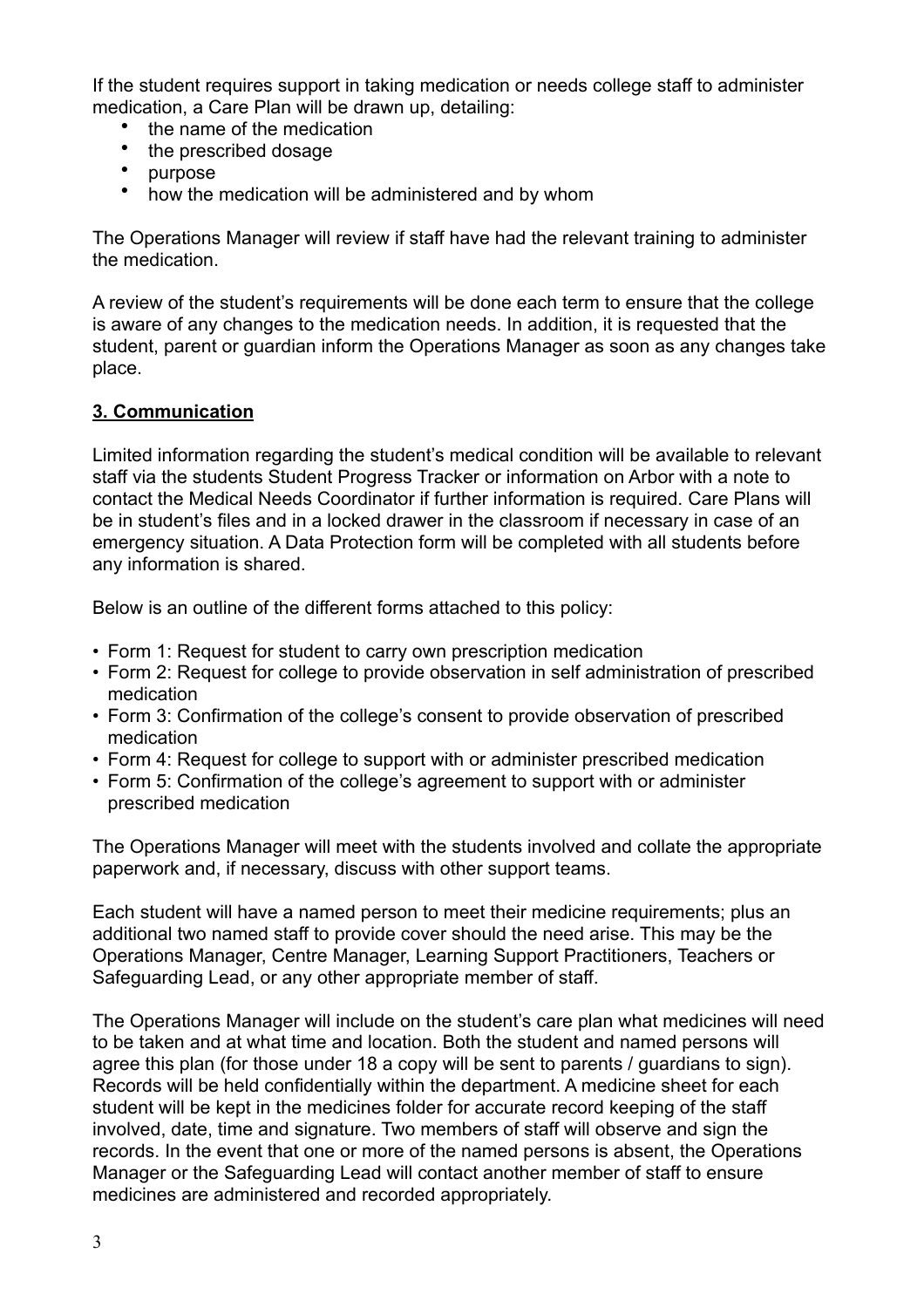If the student requires support in taking medication or needs college staff to administer medication, a Care Plan will be drawn up, detailing:

- the name of the medication
- the prescribed dosage
- purpose
- how the medication will be administered and by whom

The Operations Manager will review if staff have had the relevant training to administer the medication.

A review of the student's requirements will be done each term to ensure that the college is aware of any changes to the medication needs. In addition, it is requested that the student, parent or guardian inform the Operations Manager as soon as any changes take place.

## 3. Communication

Limited information regarding the student's medical condition will be available to relevant staff via the students Student Progress Tracker or information on Arbor with a note to contact the Medical Needs Coordinator if further information is required. Care Plans will be in student's files and in a locked drawer in the classroom if necessary in case of an emergency situation. A Data Protection form will be completed with all students before any information is shared.

Below is an outline of the different forms attached to this policy:

- Form 1: Request for student to carry own prescription medication
- Form 2: Request for college to provide observation in self administration of prescribed medication
- Form 3: Confirmation of the college's consent to provide observation of prescribed medication
- Form 4: Request for college to support with or administer prescribed medication
- Form 5: Confirmation of the college's agreement to support with or administer prescribed medication

The Operations Manager will meet with the students involved and collate the appropriate paperwork and, if necessary, discuss with other support teams.

Each student will have a named person to meet their medicine requirements; plus an additional two named staff to provide cover should the need arise. This may be the Operations Manager, Centre Manager, Learning Support Practitioners, Teachers or Safeguarding Lead, or any other appropriate member of staff.

The Operations Manager will include on the student's care plan what medicines will need to be taken and at what time and location. Both the student and named persons will agree this plan (for those under 18 a copy will be sent to parents / guardians to sign). Records will be held confidentially within the department. A medicine sheet for each student will be kept in the medicines folder for accurate record keeping of the staff involved, date, time and signature. Two members of staff will observe and sign the records. In the event that one or more of the named persons is absent, the Operations Manager or the Safeguarding Lead will contact another member of staff to ensure medicines are administered and recorded appropriately.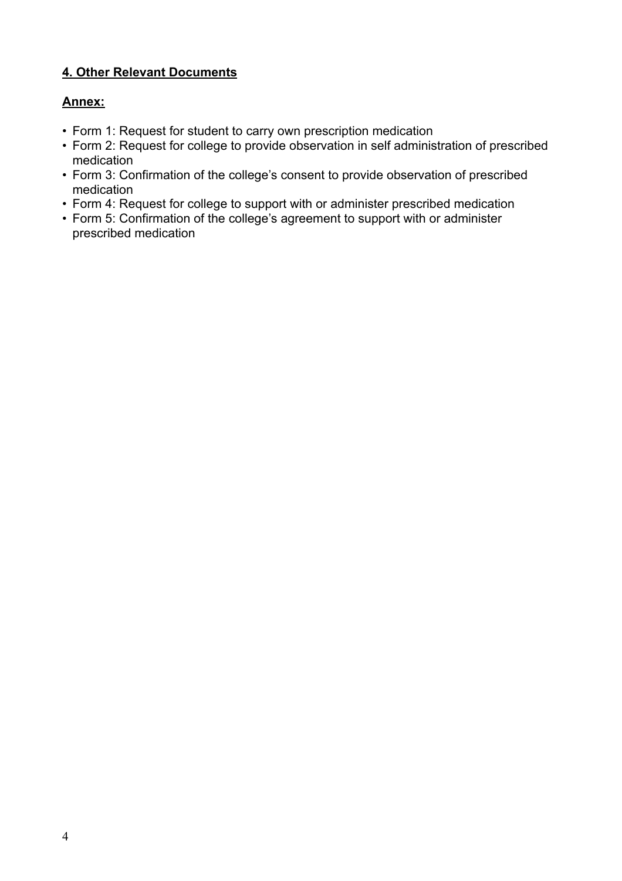## **4. Other Relevant Documents**

**Annex:**

- Form 1: Request for student to carry own prescription medication
- Form 2: Request for college to provide observation in self administration of prescribed medication
- Form 3: Confirmation of the college's consent to provide observation of prescribed medication
- Form 4: Request for college to support with or administer prescribed medication
- Form 5: Confirmation of the college's agreement to support with or administer prescribed medication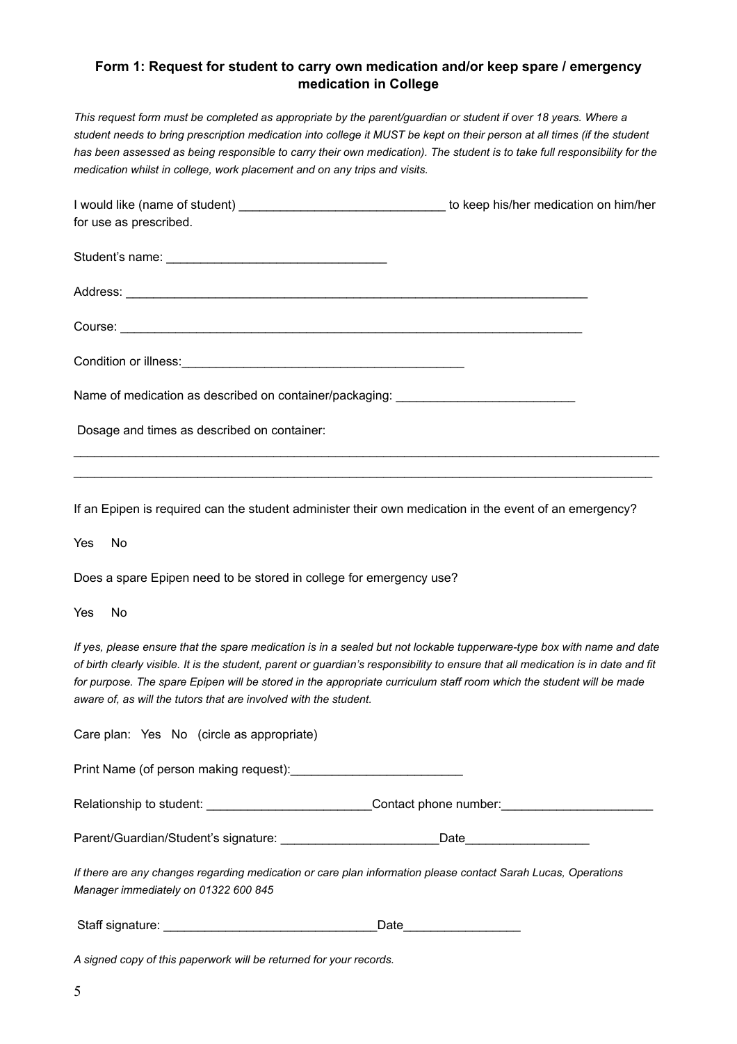### Form 1: Request for student to carry own medication and/or keep spare / emergency medication in College

*This request form must be completed as appropriate by the parent/guardian or student if over 18 years. Where a student needs to bring prescription medication into college it MUST be kept on their person at all times (if the student has been assessed as being responsible to carry their own medication). The student is to take full responsibility for the medication whilst in college, work placement and on any trips and visits.*

I would like (name of student) ______________________________ to keep his/her medication on him/her for use as prescribed.

Student's name: ________________________________

Address: ______________________________________________________________________

Course: _______________________________________________________________________

Condition or illness:___________________________________________

Name of medication as described on container/packaging: __________________________

Dosage and times as described on container:

_____________________________________________________________________________________________

_____________________________________________________________________________________________

If an Epipen is required can the student administer their own medication in the event of an emergency?

Yes No

Does a spare Epipen need to be stored in college for emergency use?

Yes No

*If yes, please ensure that the spare medication is in a sealed but not lockable tupperware-type box with name and date of birth clearly visible. It is the student, parent or guardian's responsibility to ensure that all medication is in date and fit for purpose. The spare Epipen will be stored in the appropriate curriculum staff room which the student will be made aware of, as will the tutors that are involved with the student.*

Care plan: Yes No (circle as appropriate)

Print Name (of person making request):_________________________

Relationship to student: ________________________Contact phone number:______________________

Parent/Guardian/Student's signature: _______________________Date__________________

*If there are any changes regarding medication or care plan information please contact Sarah Lucas, Operations Manager immediately on 01322 600 845*

Staff signature: _______________________________Date_________________

*A signed copy of this paperwork will be returned for your records.*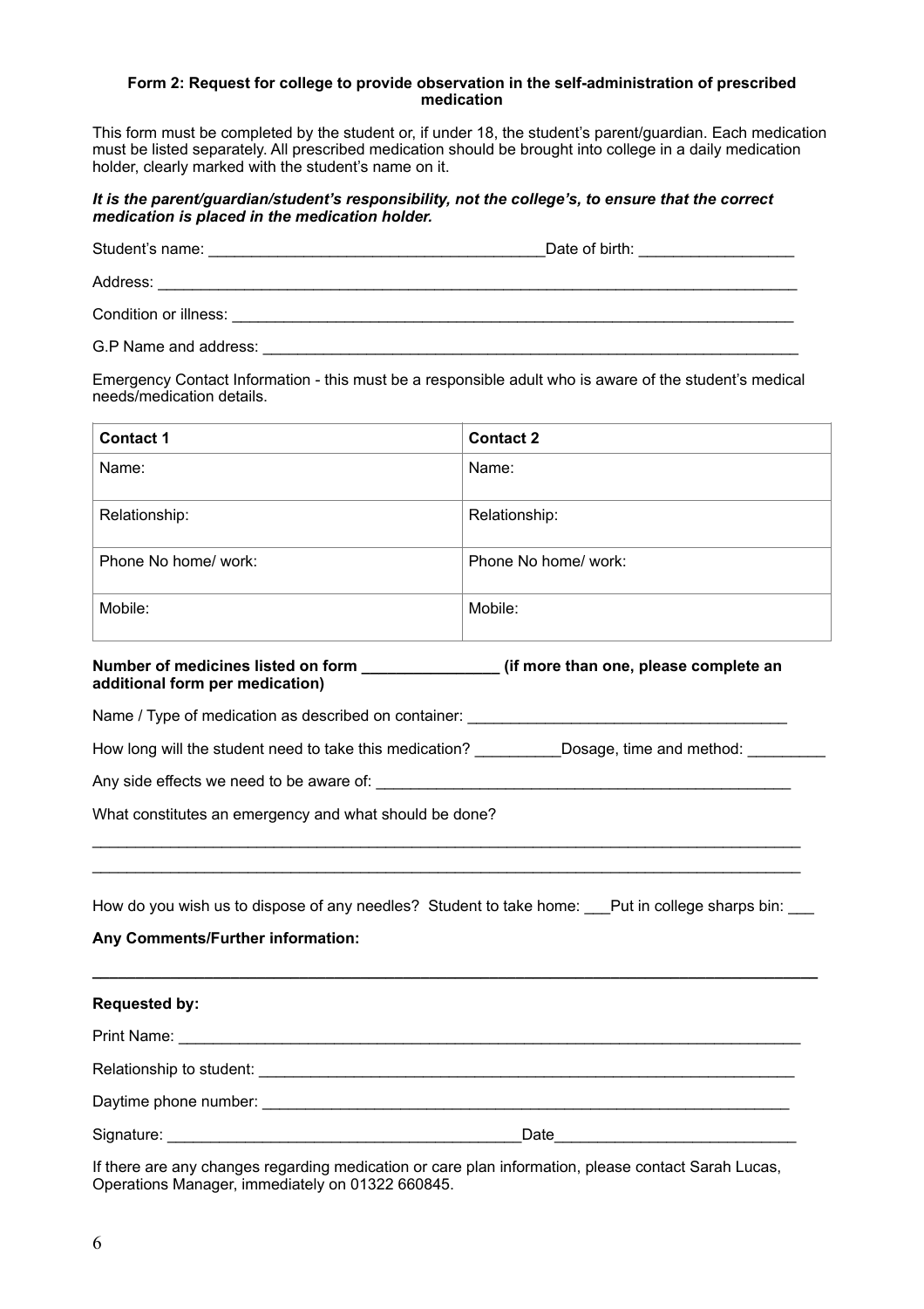**Form 2: Request for college to provide observation in the self-administration of prescribed medication**

This form must be completed by the student or, if under 18, the student's parent/guardian. Each medication must be listed separately. All prescribed medication should be brought into college in a daily medication holder, clearly marked with the student's name on it.

***It is the parent/guardian/student's responsibility, not the college's, to ensure that the correct medication is placed in the medication holder.***

Student's name: ______________________________________Date of birth: _________________

Address: ___________________________________________________________________________

Condition or illness: _______________________________________________________________

G.P Name and address: ______________________________________________________________

Emergency Contact Information - this must be a responsible adult who is aware of the student's medical needs/medication details.

| **Contact 1** | **Contact 2** |
|---|---|
| Name: | Name: |
| Relationship: | Relationship: |
| Phone No home/ work: | Phone No home/ work: |
| Mobile: | Mobile: |

**Number of medicines listed on form _______________ (if more than one, please complete an additional form per medication)**

Name / Type of medication as described on container: ____________________________________

How long will the student need to take this medication? __________Dosage, time and method: _________

Any side effects we need to be aware of: _________________________________________________

What constitutes an emergency and what should be done?

_____________________________________________________________________________________

_____________________________________________________________________________________

How do you wish us to dispose of any needles? Student to take home: ___Put in college sharps bin: ___

**Any Comments/Further information:**

_____________________________________________________________________________________

**Requested by:**

Print Name: _________________________________________________________________________

Relationship to student: _______________________________________________________________

Daytime phone number: _______________________________________________________________

Signature: ________________________________________Date___________________________

If there are any changes regarding medication or care plan information, please contact Sarah Lucas, Operations Manager, immediately on 01322 660845.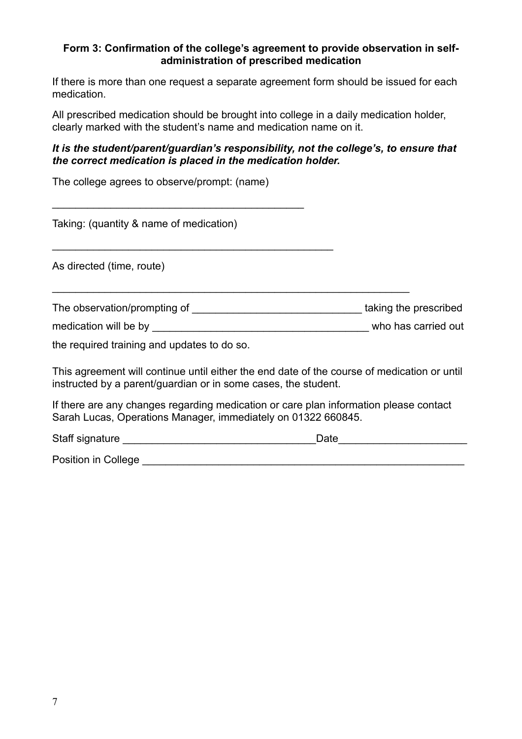**Form 3: Confirmation of the college's agreement to provide observation in self-administration of prescribed medication**

If there is more than one request a separate agreement form should be issued for each medication.

All prescribed medication should be brought into college in a daily medication holder, clearly marked with the student's name and medication name on it.

***It is the student/parent/guardian's responsibility, not the college's, to ensure that the correct medication is placed in the medication holder.***

The college agrees to observe/prompt: (name)

____________________________________________

Taking: (quantity & name of medication)

_________________________________________________

As directed (time, route)

______________________________________________________________

The observation/prompting of _____________________________ taking the prescribed medication will be by _____________________________________ who has carried out the required training and updates to do so.

This agreement will continue until either the end date of the course of medication or until instructed by a parent/guardian or in some cases, the student.

If there are any changes regarding medication or care plan information please contact Sarah Lucas, Operations Manager, immediately on 01322 660845.

Staff signature _________________________________Date______________________

Position in College ________________________________________________________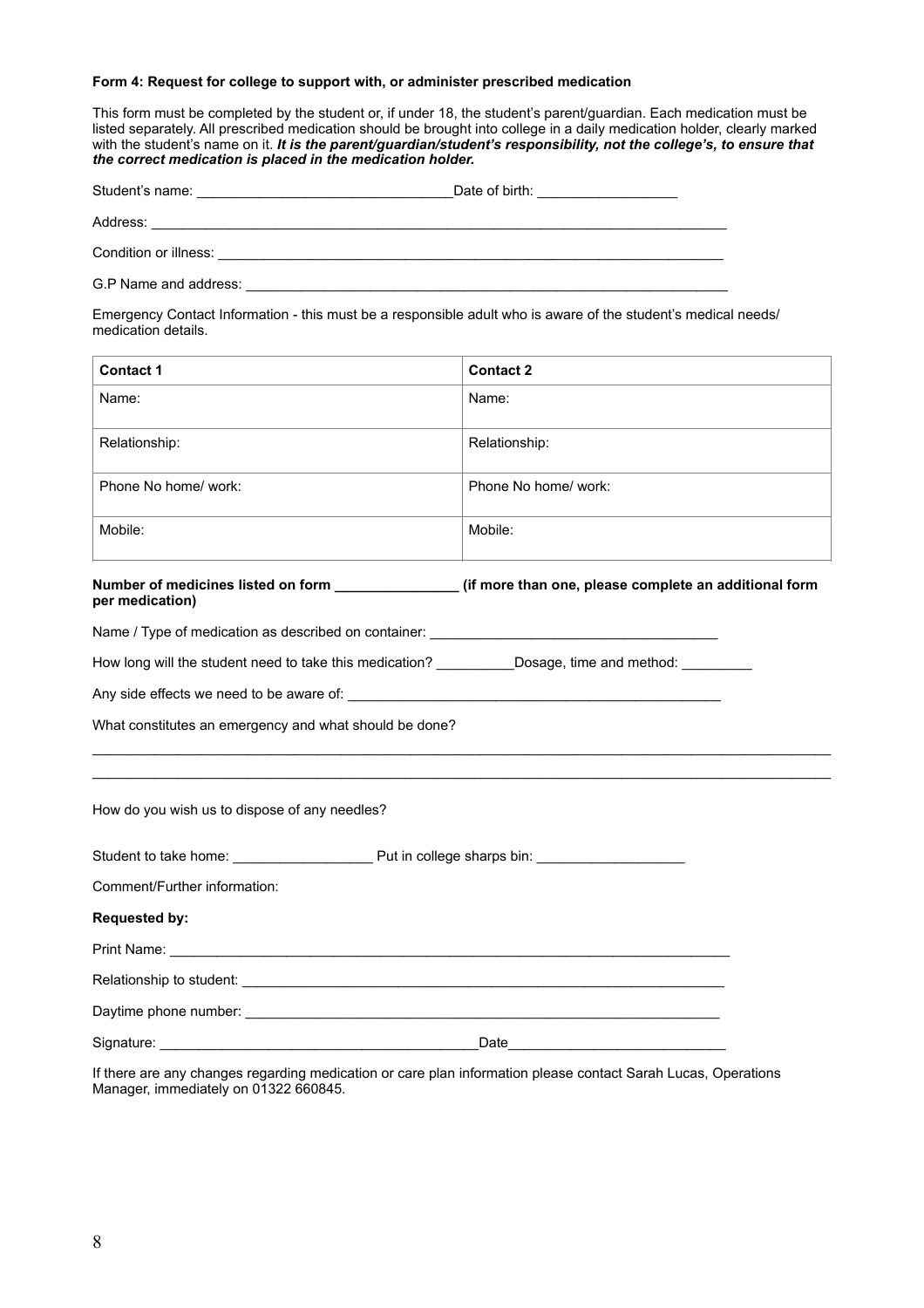**Form 4: Request for college to support with, or administer prescribed medication**

This form must be completed by the student or, if under 18, the student's parent/guardian. Each medication must be listed separately. All prescribed medication should be brought into college in a daily medication holder, clearly marked with the student's name on it. ***It is the parent/guardian/student's responsibility, not the college's, to ensure that the correct medication is placed in the medication holder.***

Student's name: ________________________________ Date of birth: _________________

Address: ___________________________________________________________________________

Condition or illness: _______________________________________________________________

G.P Name and address: _____________________________________________________________

Emergency Contact Information - this must be a responsible adult who is aware of the student's medical needs/ medication details.

| **Contact 1** | **Contact 2** |
|---|---|
| Name: | Name: |
| Relationship: | Relationship: |
| Phone No home/ work: | Phone No home/ work: |
| Mobile: | Mobile: |

**Number of medicines listed on form _______________ (if more than one, please complete an additional form per medication)**

Name / Type of medication as described on container: ____________________________________

How long will the student need to take this medication? __________Dosage, time and method: _________

Any side effects we need to be aware of: _________________________________________________

What constitutes an emergency and what should be done?

_____________________________________________________________________________________________

_____________________________________________________________________________________________

How do you wish us to dispose of any needles?

Student to take home: _________________ Put in college sharps bin: __________________

Comment/Further information:

**Requested by:**

Print Name: ________________________________________________________________________

Relationship to student: _____________________________________________________________

Daytime phone number: ______________________________________________________________

Signature: _______________________________________Date___________________________

If there are any changes regarding medication or care plan information please contact Sarah Lucas, Operations Manager, immediately on 01322 660845.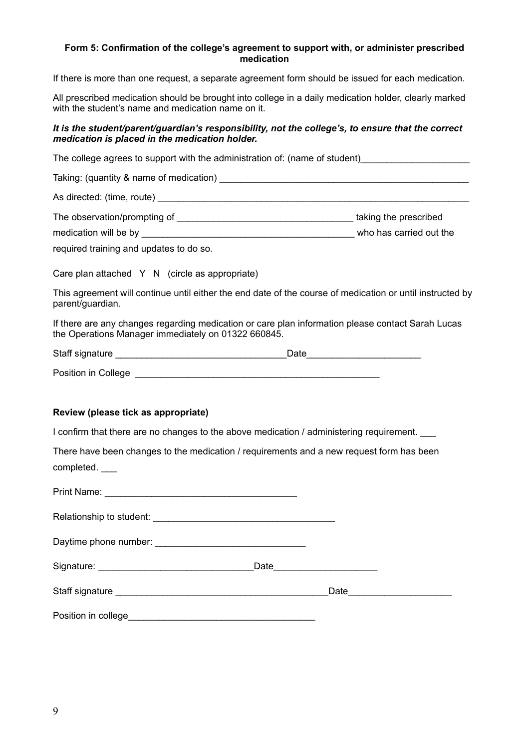**Form 5: Confirmation of the college's agreement to support with, or administer prescribed medication**

If there is more than one request, a separate agreement form should be issued for each medication.

All prescribed medication should be brought into college in a daily medication holder, clearly marked with the student's name and medication name on it.

***It is the student/parent/guardian's responsibility, not the college's, to ensure that the correct medication is placed in the medication holder.***

The college agrees to support with the administration of: (name of student)____________________

Taking: (quantity & name of medication) _______________________________________________

As directed: (time, route) _______________________________________________________

The observation/prompting of _________________________________ taking the prescribed medication will be by ________________________________________ who has carried out the required training and updates to do so.

Care plan attached Y N (circle as appropriate)

This agreement will continue until either the end date of the course of medication or until instructed by parent/guardian.

If there are any changes regarding medication or care plan information please contact Sarah Lucas the Operations Manager immediately on 01322 660845.

Staff signature ________________________________Date_____________________

Position in College _______________________________________________

**Review (please tick as appropriate)**

I confirm that there are no changes to the above medication / administering requirement. ___

There have been changes to the medication / requirements and a new request form has been completed. ___

Print Name: ___________________________________

Relationship to student: __________________________________

Daytime phone number: ____________________________

Signature: _____________________________Date___________________

Staff signature ________________________________________Date___________________

Position in college___________________________________